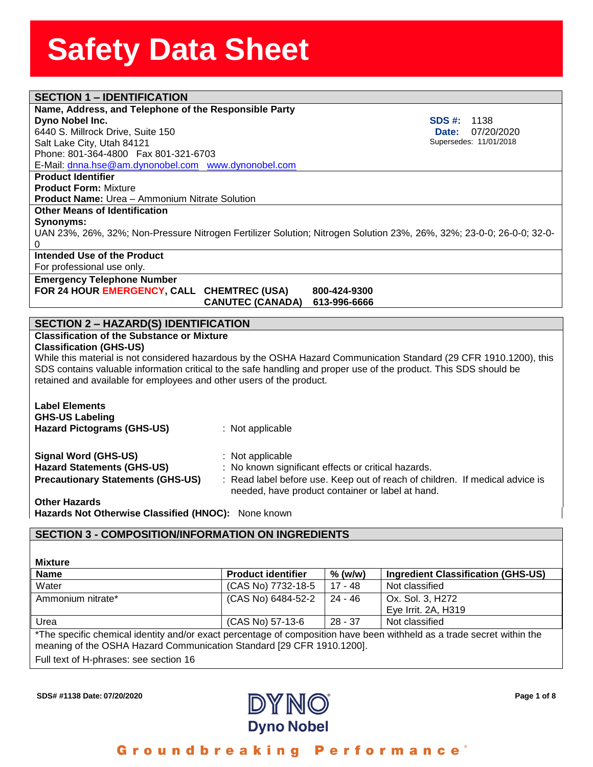# Safety Data Sheet

## SECTION 1 – IDENTIFICATION

**Name, Address, and Telephone of the Responsible Party**

**Dyno Nobel Inc.**
6440 S. Millrock Drive, Suite 150
Salt Lake City, Utah 84121
Phone: 801-364-4800   Fax 801-321-6703
E-Mail: dnna.hse@am.dynonobel.com   www.dynonobel.com

**SDS #:** 1138
**Date:** 07/20/2020
Supersedes: 11/01/2018

**Product Identifier**
**Product Form:** Mixture
**Product Name:** Urea – Ammonium Nitrate Solution

**Other Means of Identification**
**Synonyms:**
UAN 23%, 26%, 32%; Non-Pressure Nitrogen Fertilizer Solution; Nitrogen Solution 23%, 26%, 32%; 23-0-0; 26-0-0; 32-0-0

**Intended Use of the Product**
For professional use only.

**Emergency Telephone Number**
**FOR 24 HOUR EMERGENCY, CALL**
**CHEMTREC (USA) 800-424-9300**
**CANUTEC (CANADA) 613-996-6666**

## SECTION 2 – HAZARD(S) IDENTIFICATION

**Classification of the Substance or Mixture**
**Classification (GHS-US)**
While this material is not considered hazardous by the OSHA Hazard Communication Standard (29 CFR 1910.1200), this SDS contains valuable information critical to the safe handling and proper use of the product. This SDS should be retained and available for employees and other users of the product.

**Label Elements**
**GHS-US Labeling**
**Hazard Pictograms (GHS-US)** : Not applicable

**Signal Word (GHS-US)** : Not applicable
**Hazard Statements (GHS-US)** : No known significant effects or critical hazards.
**Precautionary Statements (GHS-US)** : Read label before use. Keep out of reach of children. If medical advice is needed, have product container or label at hand.

**Other Hazards**
**Hazards Not Otherwise Classified (HNOC):** None known

## SECTION 3 - COMPOSITION/INFORMATION ON INGREDIENTS

**Mixture**

| Name | Product identifier | % (w/w) | Ingredient Classification (GHS-US) |
|---|---|---|---|
| Water | (CAS No) 7732-18-5 | 17 - 48 | Not classified |
| Ammonium nitrate* | (CAS No) 6484-52-2 | 24 - 46 | Ox. Sol. 3, H272<br>Eye Irrit. 2A, H319 |
| Urea | (CAS No) 57-13-6 | 28 - 37 | Not classified |

*The specific chemical identity and/or exact percentage of composition have been withheld as a trade secret within the meaning of the OSHA Hazard Communication Standard [29 CFR 1910.1200].

Full text of H-phrases: see section 16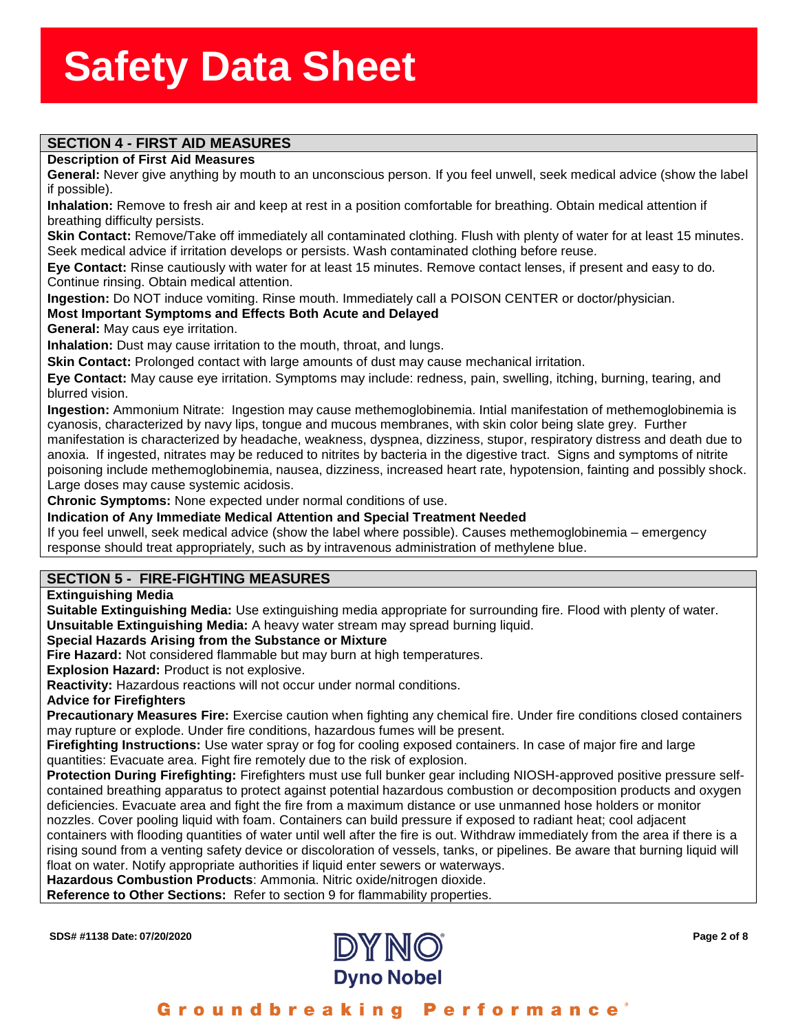## SECTION 4 - FIRST AID MEASURES

**Description of First Aid Measures**

**General:** Never give anything by mouth to an unconscious person. If you feel unwell, seek medical advice (show the label if possible).

**Inhalation:** Remove to fresh air and keep at rest in a position comfortable for breathing. Obtain medical attention if breathing difficulty persists.

**Skin Contact:** Remove/Take off immediately all contaminated clothing. Flush with plenty of water for at least 15 minutes. Seek medical advice if irritation develops or persists. Wash contaminated clothing before reuse.

**Eye Contact:** Rinse cautiously with water for at least 15 minutes. Remove contact lenses, if present and easy to do. Continue rinsing. Obtain medical attention.

**Ingestion:** Do NOT induce vomiting. Rinse mouth. Immediately call a POISON CENTER or doctor/physician.

**Most Important Symptoms and Effects Both Acute and Delayed**

**General:** May caus eye irritation.

**Inhalation:** Dust may cause irritation to the mouth, throat, and lungs.

**Skin Contact:** Prolonged contact with large amounts of dust may cause mechanical irritation.

**Eye Contact:** May cause eye irritation. Symptoms may include: redness, pain, swelling, itching, burning, tearing, and blurred vision.

**Ingestion:** Ammonium Nitrate: Ingestion may cause methemoglobinemia. Intial manifestation of methemoglobinemia is cyanosis, characterized by navy lips, tongue and mucous membranes, with skin color being slate grey. Further manifestation is characterized by headache, weakness, dyspnea, dizziness, stupor, respiratory distress and death due to anoxia. If ingested, nitrates may be reduced to nitrites by bacteria in the digestive tract. Signs and symptoms of nitrite poisoning include methemoglobinemia, nausea, dizziness, increased heart rate, hypotension, fainting and possibly shock. Large doses may cause systemic acidosis.

**Chronic Symptoms:** None expected under normal conditions of use.

**Indication of Any Immediate Medical Attention and Special Treatment Needed**

If you feel unwell, seek medical advice (show the label where possible). Causes methemoglobinemia – emergency response should treat appropriately, such as by intravenous administration of methylene blue.

## SECTION 5 - FIRE-FIGHTING MEASURES

**Extinguishing Media**

**Suitable Extinguishing Media:** Use extinguishing media appropriate for surrounding fire. Flood with plenty of water.

**Unsuitable Extinguishing Media:** A heavy water stream may spread burning liquid.

**Special Hazards Arising from the Substance or Mixture**

**Fire Hazard:** Not considered flammable but may burn at high temperatures.

**Explosion Hazard:** Product is not explosive.

**Reactivity:** Hazardous reactions will not occur under normal conditions.

**Advice for Firefighters**

**Precautionary Measures Fire:** Exercise caution when fighting any chemical fire. Under fire conditions closed containers may rupture or explode. Under fire conditions, hazardous fumes will be present.

**Firefighting Instructions:** Use water spray or fog for cooling exposed containers. In case of major fire and large quantities: Evacuate area. Fight fire remotely due to the risk of explosion.

**Protection During Firefighting:** Firefighters must use full bunker gear including NIOSH-approved positive pressure self-contained breathing apparatus to protect against potential hazardous combustion or decomposition products and oxygen deficiencies. Evacuate area and fight the fire from a maximum distance or use unmanned hose holders or monitor nozzles. Cover pooling liquid with foam. Containers can build pressure if exposed to radiant heat; cool adjacent containers with flooding quantities of water until well after the fire is out. Withdraw immediately from the area if there is a rising sound from a venting safety device or discoloration of vessels, tanks, or pipelines. Be aware that burning liquid will float on water. Notify appropriate authorities if liquid enter sewers or waterways.

**Hazardous Combustion Products**: Ammonia. Nitric oxide/nitrogen dioxide.

**Reference to Other Sections:** Refer to section 9 for flammability properties.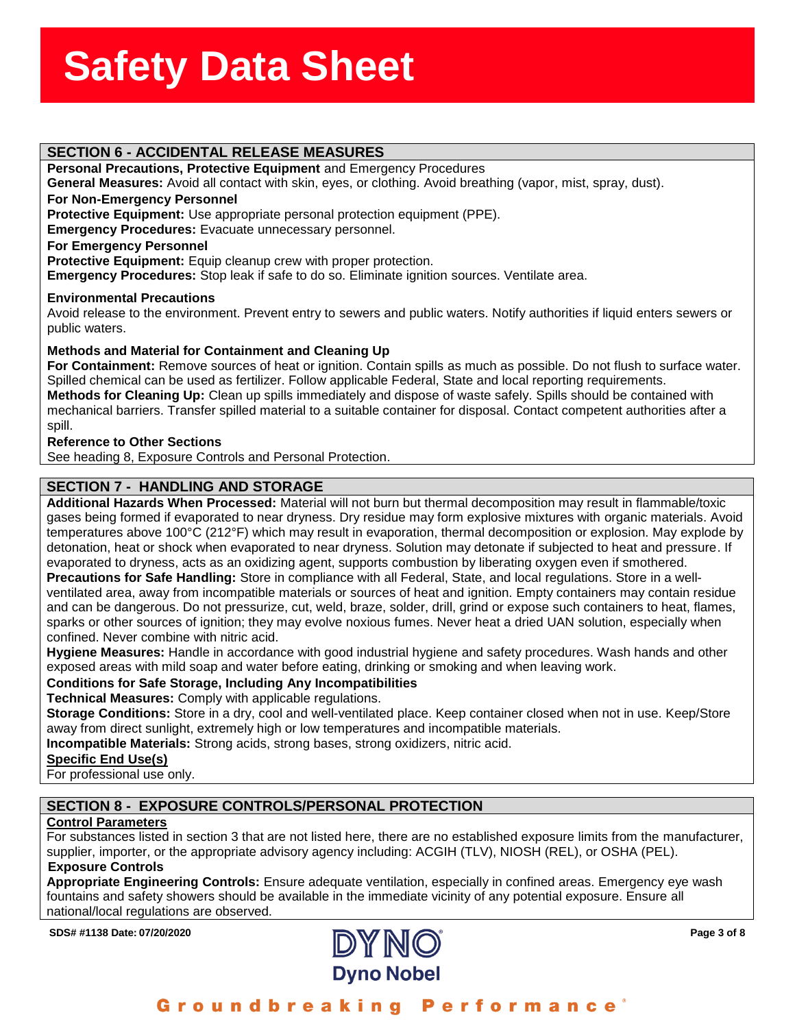## SECTION 6 - ACCIDENTAL RELEASE MEASURES

**Personal Precautions, Protective Equipment** and Emergency Procedures

**General Measures:** Avoid all contact with skin, eyes, or clothing. Avoid breathing (vapor, mist, spray, dust).

**For Non-Emergency Personnel**

**Protective Equipment:** Use appropriate personal protection equipment (PPE).

**Emergency Procedures:** Evacuate unnecessary personnel.

**For Emergency Personnel**

**Protective Equipment:** Equip cleanup crew with proper protection.

**Emergency Procedures:** Stop leak if safe to do so. Eliminate ignition sources. Ventilate area.

**Environmental Precautions**

Avoid release to the environment. Prevent entry to sewers and public waters. Notify authorities if liquid enters sewers or public waters.

**Methods and Material for Containment and Cleaning Up**

**For Containment:** Remove sources of heat or ignition. Contain spills as much as possible. Do not flush to surface water. Spilled chemical can be used as fertilizer. Follow applicable Federal, State and local reporting requirements.

**Methods for Cleaning Up:** Clean up spills immediately and dispose of waste safely. Spills should be contained with mechanical barriers. Transfer spilled material to a suitable container for disposal. Contact competent authorities after a spill.

**Reference to Other Sections**

See heading 8, Exposure Controls and Personal Protection.

## SECTION 7 - HANDLING AND STORAGE

**Additional Hazards When Processed:** Material will not burn but thermal decomposition may result in flammable/toxic gases being formed if evaporated to near dryness. Dry residue may form explosive mixtures with organic materials. Avoid temperatures above 100°C (212°F) which may result in evaporation, thermal decomposition or explosion. May explode by detonation, heat or shock when evaporated to near dryness. Solution may detonate if subjected to heat and pressure. If evaporated to dryness, acts as an oxidizing agent, supports combustion by liberating oxygen even if smothered.

**Precautions for Safe Handling:** Store in compliance with all Federal, State, and local regulations. Store in a well-ventilated area, away from incompatible materials or sources of heat and ignition. Empty containers may contain residue and can be dangerous. Do not pressurize, cut, weld, braze, solder, drill, grind or expose such containers to heat, flames, sparks or other sources of ignition; they may evolve noxious fumes. Never heat a dried UAN solution, especially when confined. Never combine with nitric acid.

**Hygiene Measures:** Handle in accordance with good industrial hygiene and safety procedures. Wash hands and other exposed areas with mild soap and water before eating, drinking or smoking and when leaving work.

**Conditions for Safe Storage, Including Any Incompatibilities**

**Technical Measures:** Comply with applicable regulations.

**Storage Conditions:** Store in a dry, cool and well-ventilated place. Keep container closed when not in use. Keep/Store away from direct sunlight, extremely high or low temperatures and incompatible materials.

**Incompatible Materials:** Strong acids, strong bases, strong oxidizers, nitric acid.

**Specific End Use(s)**

For professional use only.

## SECTION 8 - EXPOSURE CONTROLS/PERSONAL PROTECTION

**Control Parameters**

For substances listed in section 3 that are not listed here, there are no established exposure limits from the manufacturer, supplier, importer, or the appropriate advisory agency including: ACGIH (TLV), NIOSH (REL), or OSHA (PEL).

**Exposure Controls**

**Appropriate Engineering Controls:** Ensure adequate ventilation, especially in confined areas. Emergency eye wash fountains and safety showers should be available in the immediate vicinity of any potential exposure. Ensure all national/local regulations are observed.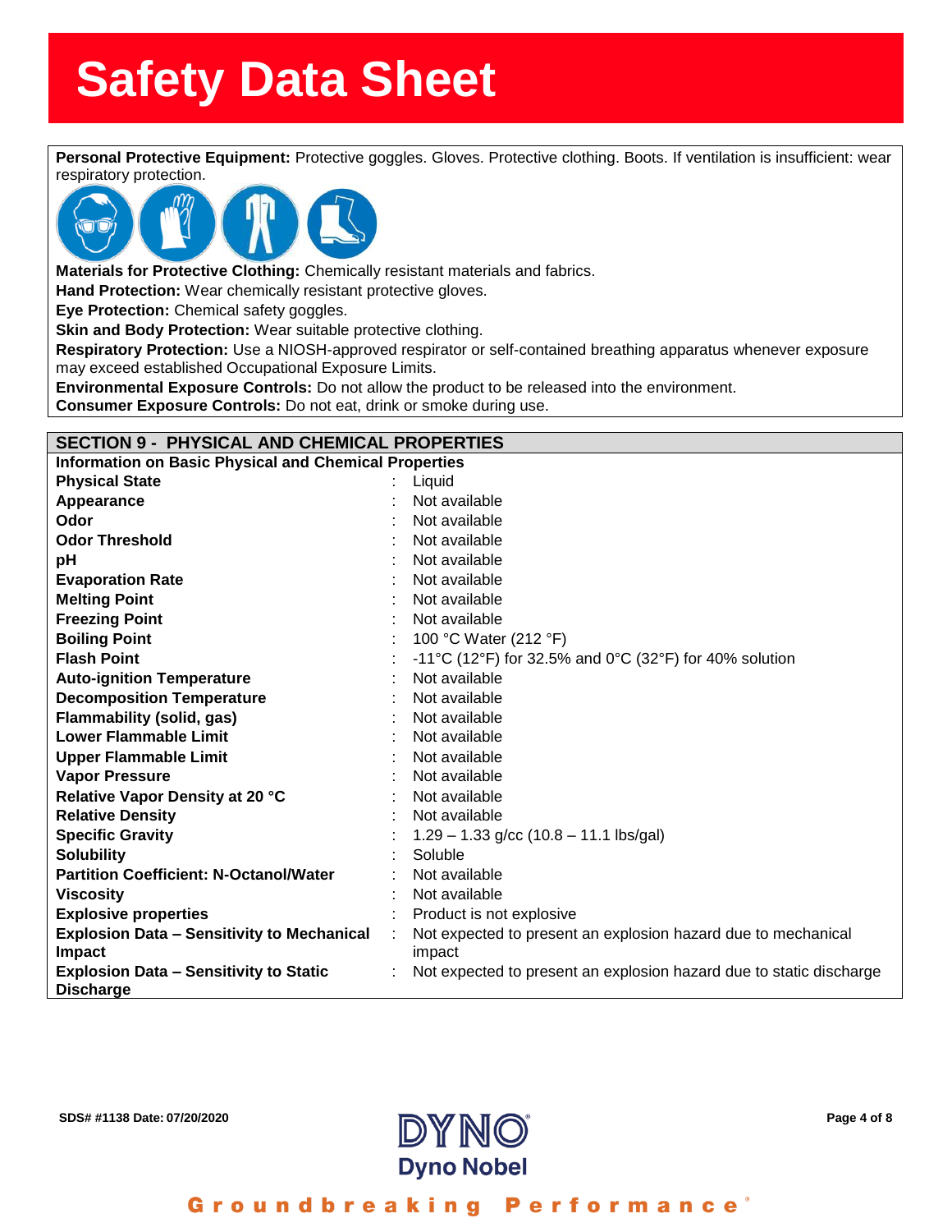**Personal Protective Equipment:** Protective goggles. Gloves. Protective clothing. Boots. If ventilation is insufficient: wear respiratory protection.

**Materials for Protective Clothing:** Chemically resistant materials and fabrics.
**Hand Protection:** Wear chemically resistant protective gloves.
**Eye Protection:** Chemical safety goggles.
**Skin and Body Protection:** Wear suitable protective clothing.
**Respiratory Protection:** Use a NIOSH-approved respirator or self-contained breathing apparatus whenever exposure may exceed established Occupational Exposure Limits.
**Environmental Exposure Controls:** Do not allow the product to be released into the environment.
**Consumer Exposure Controls:** Do not eat, drink or smoke during use.

## SECTION 9 - PHYSICAL AND CHEMICAL PROPERTIES

### Information on Basic Physical and Chemical Properties

| Property | Value |
|---|---|
| **Physical State** | Liquid |
| **Appearance** | Not available |
| **Odor** | Not available |
| **Odor Threshold** | Not available |
| **pH** | Not available |
| **Evaporation Rate** | Not available |
| **Melting Point** | Not available |
| **Freezing Point** | Not available |
| **Boiling Point** | 100 °C Water (212 °F) |
| **Flash Point** | -11°C (12°F) for 32.5% and 0°C (32°F) for 40% solution |
| **Auto-ignition Temperature** | Not available |
| **Decomposition Temperature** | Not available |
| **Flammability (solid, gas)** | Not available |
| **Lower Flammable Limit** | Not available |
| **Upper Flammable Limit** | Not available |
| **Vapor Pressure** | Not available |
| **Relative Vapor Density at 20 °C** | Not available |
| **Relative Density** | Not available |
| **Specific Gravity** | 1.29 – 1.33 g/cc (10.8 – 11.1 lbs/gal) |
| **Solubility** | Soluble |
| **Partition Coefficient: N-Octanol/Water** | Not available |
| **Viscosity** | Not available |
| **Explosive properties** | Product is not explosive |
| **Explosion Data – Sensitivity to Mechanical Impact** | Not expected to present an explosion hazard due to mechanical impact |
| **Explosion Data – Sensitivity to Static Discharge** | Not expected to present an explosion hazard due to static discharge |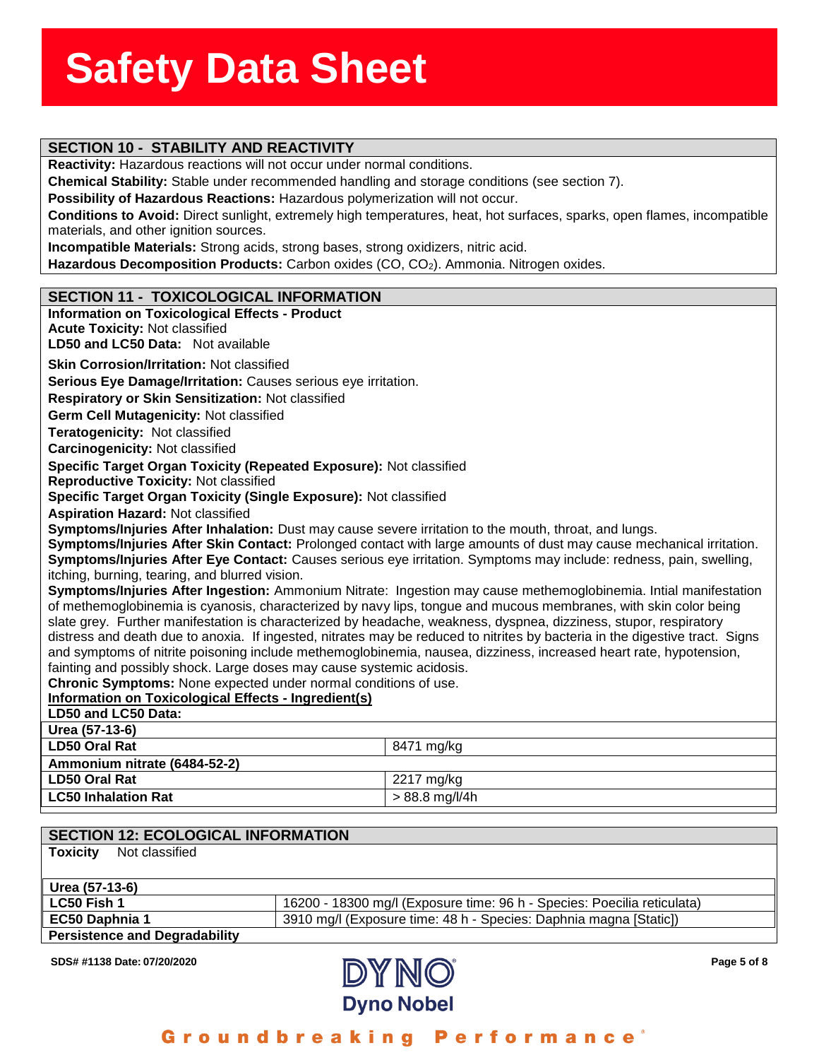## SECTION 10 - STABILITY AND REACTIVITY

**Reactivity:** Hazardous reactions will not occur under normal conditions.

**Chemical Stability:** Stable under recommended handling and storage conditions (see section 7).

**Possibility of Hazardous Reactions:** Hazardous polymerization will not occur.

**Conditions to Avoid:** Direct sunlight, extremely high temperatures, heat, hot surfaces, sparks, open flames, incompatible materials, and other ignition sources.

**Incompatible Materials:** Strong acids, strong bases, strong oxidizers, nitric acid.

**Hazardous Decomposition Products:** Carbon oxides (CO, $CO_2$). Ammonia. Nitrogen oxides.

## SECTION 11 - TOXICOLOGICAL INFORMATION

**Information on Toxicological Effects - Product**

**Acute Toxicity:** Not classified

**LD50 and LC50 Data:** Not available

**Skin Corrosion/Irritation:** Not classified

**Serious Eye Damage/Irritation:** Causes serious eye irritation.

**Respiratory or Skin Sensitization:** Not classified

**Germ Cell Mutagenicity:** Not classified

**Teratogenicity:** Not classified

**Carcinogenicity:** Not classified

**Specific Target Organ Toxicity (Repeated Exposure):** Not classified

**Reproductive Toxicity:** Not classified

**Specific Target Organ Toxicity (Single Exposure):** Not classified

**Aspiration Hazard:** Not classified

**Symptoms/Injuries After Inhalation:** Dust may cause severe irritation to the mouth, throat, and lungs.

**Symptoms/Injuries After Skin Contact:** Prolonged contact with large amounts of dust may cause mechanical irritation.

**Symptoms/Injuries After Eye Contact:** Causes serious eye irritation. Symptoms may include: redness, pain, swelling, itching, burning, tearing, and blurred vision.

**Symptoms/Injuries After Ingestion:** Ammonium Nitrate: Ingestion may cause methemoglobinemia. Intial manifestation of methemoglobinemia is cyanosis, characterized by navy lips, tongue and mucous membranes, with skin color being slate grey. Further manifestation is characterized by headache, weakness, dyspnea, dizziness, stupor, respiratory distress and death due to anoxia. If ingested, nitrates may be reduced to nitrites by bacteria in the digestive tract. Signs and symptoms of nitrite poisoning include methemoglobinemia, nausea, dizziness, increased heart rate, hypotension, fainting and possibly shock. Large doses may cause systemic acidosis.

**Chronic Symptoms:** None expected under normal conditions of use.

**Information on Toxicological Effects - Ingredient(s)**

**LD50 and LC50 Data:**

| **Urea (57-13-6)** | |
|---|---|
| **LD50 Oral Rat** | 8471 mg/kg |
| **Ammonium nitrate (6484-52-2)** | |
| **LD50 Oral Rat** | 2217 mg/kg |
| **LC50 Inhalation Rat** | > 88.8 mg/l/4h |

## SECTION 12: ECOLOGICAL INFORMATION

**Toxicity** Not classified

| **Urea (57-13-6)** | |
|---|---|
| **LC50 Fish 1** | 16200 - 18300 mg/l (Exposure time: 96 h - Species: Poecilia reticulata) |
| **EC50 Daphnia 1** | 3910 mg/l (Exposure time: 48 h - Species: Daphnia magna [Static]) |

**Persistence and Degradability**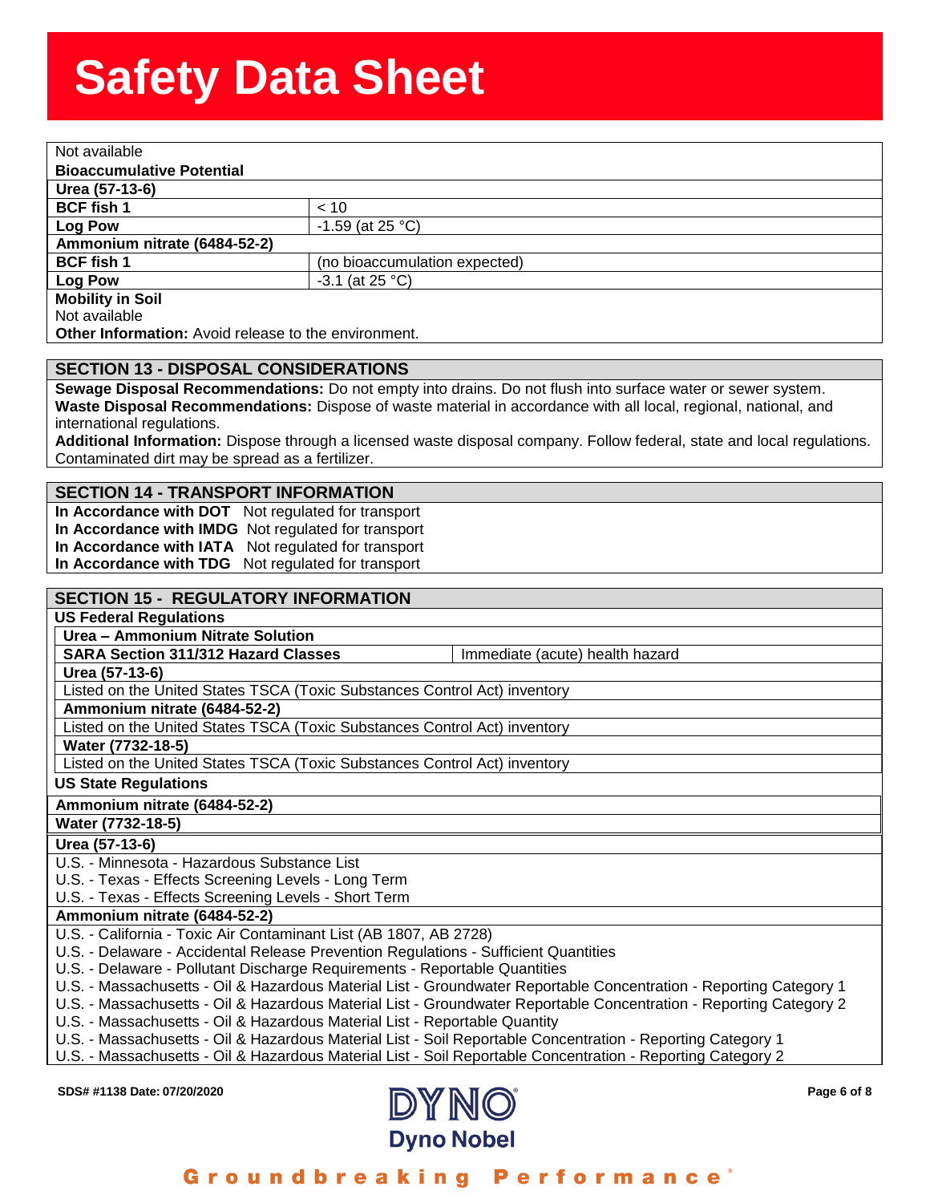Not available

**Bioaccumulative Potential**

| **Urea (57-13-6)** | |
|---|---|
| **BCF fish 1** | < 10 |
| **Log Pow** | -1.59 (at 25 °C) |
| **Ammonium nitrate (6484-52-2)** | |
| **BCF fish 1** | (no bioaccumulation expected) |
| **Log Pow** | -3.1 (at 25 °C) |

**Mobility in Soil**

Not available

**Other Information:** Avoid release to the environment.

## SECTION 13 - DISPOSAL CONSIDERATIONS

**Sewage Disposal Recommendations:** Do not empty into drains. Do not flush into surface water or sewer system.
**Waste Disposal Recommendations:** Dispose of waste material in accordance with all local, regional, national, and international regulations.
**Additional Information:** Dispose through a licensed waste disposal company. Follow federal, state and local regulations. Contaminated dirt may be spread as a fertilizer.

## SECTION 14 - TRANSPORT INFORMATION

**In Accordance with DOT** Not regulated for transport
**In Accordance with IMDG** Not regulated for transport
**In Accordance with IATA** Not regulated for transport
**In Accordance with TDG** Not regulated for transport

## SECTION 15 - REGULATORY INFORMATION

**US Federal Regulations**

| **Urea – Ammonium Nitrate Solution** | |
|---|---|
| **SARA Section 311/312 Hazard Classes** | Immediate (acute) health hazard |

**Urea (57-13-6)**

Listed on the United States TSCA (Toxic Substances Control Act) inventory

**Ammonium nitrate (6484-52-2)**

Listed on the United States TSCA (Toxic Substances Control Act) inventory

**Water (7732-18-5)**

Listed on the United States TSCA (Toxic Substances Control Act) inventory

**US State Regulations**

**Ammonium nitrate (6484-52-2)**

**Water (7732-18-5)**

**Urea (57-13-6)**

U.S. - Minnesota - Hazardous Substance List
U.S. - Texas - Effects Screening Levels - Long Term
U.S. - Texas - Effects Screening Levels - Short Term

**Ammonium nitrate (6484-52-2)**

U.S. - California - Toxic Air Contaminant List (AB 1807, AB 2728)
U.S. - Delaware - Accidental Release Prevention Regulations - Sufficient Quantities
U.S. - Delaware - Pollutant Discharge Requirements - Reportable Quantities
U.S. - Massachusetts - Oil & Hazardous Material List - Groundwater Reportable Concentration - Reporting Category 1
U.S. - Massachusetts - Oil & Hazardous Material List - Groundwater Reportable Concentration - Reporting Category 2
U.S. - Massachusetts - Oil & Hazardous Material List - Reportable Quantity
U.S. - Massachusetts - Oil & Hazardous Material List - Soil Reportable Concentration - Reporting Category 1
U.S. - Massachusetts - Oil & Hazardous Material List - Soil Reportable Concentration - Reporting Category 2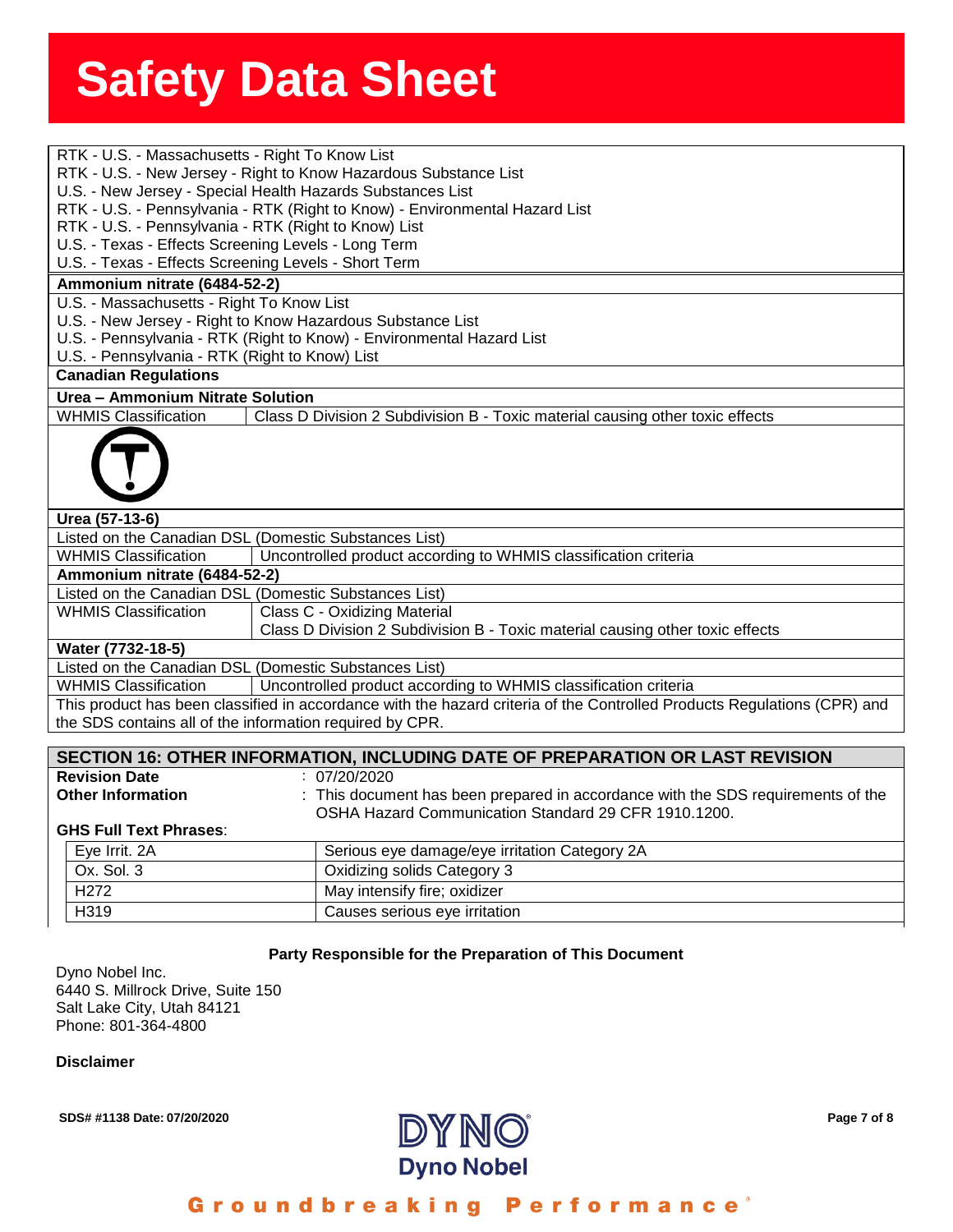RTK - U.S. - Massachusetts - Right To Know List
RTK - U.S. - New Jersey - Right to Know Hazardous Substance List
U.S. - New Jersey - Special Health Hazards Substances List
RTK - U.S. - Pennsylvania - RTK (Right to Know) - Environmental Hazard List
RTK - U.S. - Pennsylvania - RTK (Right to Know) List
U.S. - Texas - Effects Screening Levels - Long Term
U.S. - Texas - Effects Screening Levels - Short Term

**Ammonium nitrate (6484-52-2)**

U.S. - Massachusetts - Right To Know List
U.S. - New Jersey - Right to Know Hazardous Substance List
U.S. - Pennsylvania - RTK (Right to Know) - Environmental Hazard List
U.S. - Pennsylvania - RTK (Right to Know) List

**Canadian Regulations**

**Urea – Ammonium Nitrate Solution**

| WHMIS Classification | Class D Division 2 Subdivision B - Toxic material causing other toxic effects |
|---|---|

**Urea (57-13-6)**

Listed on the Canadian DSL (Domestic Substances List)

| WHMIS Classification | Uncontrolled product according to WHMIS classification criteria |
|---|---|

**Ammonium nitrate (6484-52-2)**

Listed on the Canadian DSL (Domestic Substances List)

| WHMIS Classification | Class C - Oxidizing Material<br>Class D Division 2 Subdivision B - Toxic material causing other toxic effects |
|---|---|

**Water (7732-18-5)**

Listed on the Canadian DSL (Domestic Substances List)

| WHMIS Classification | Uncontrolled product according to WHMIS classification criteria |
|---|---|

This product has been classified in accordance with the hazard criteria of the Controlled Products Regulations (CPR) and the SDS contains all of the information required by CPR.

## SECTION 16: OTHER INFORMATION, INCLUDING DATE OF PREPARATION OR LAST REVISION

**Revision Date** : 07/20/2020

**Other Information** : This document has been prepared in accordance with the SDS requirements of the OSHA Hazard Communication Standard 29 CFR 1910.1200.

**GHS Full Text Phrases**:

| | |
|---|---|
| Eye Irrit. 2A | Serious eye damage/eye irritation Category 2A |
| Ox. Sol. 3 | Oxidizing solids Category 3 |
| H272 | May intensify fire; oxidizer |
| H319 | Causes serious eye irritation |

**Party Responsible for the Preparation of This Document**

Dyno Nobel Inc.
6440 S. Millrock Drive, Suite 150
Salt Lake City, Utah 84121
Phone: 801-364-4800

**Disclaimer**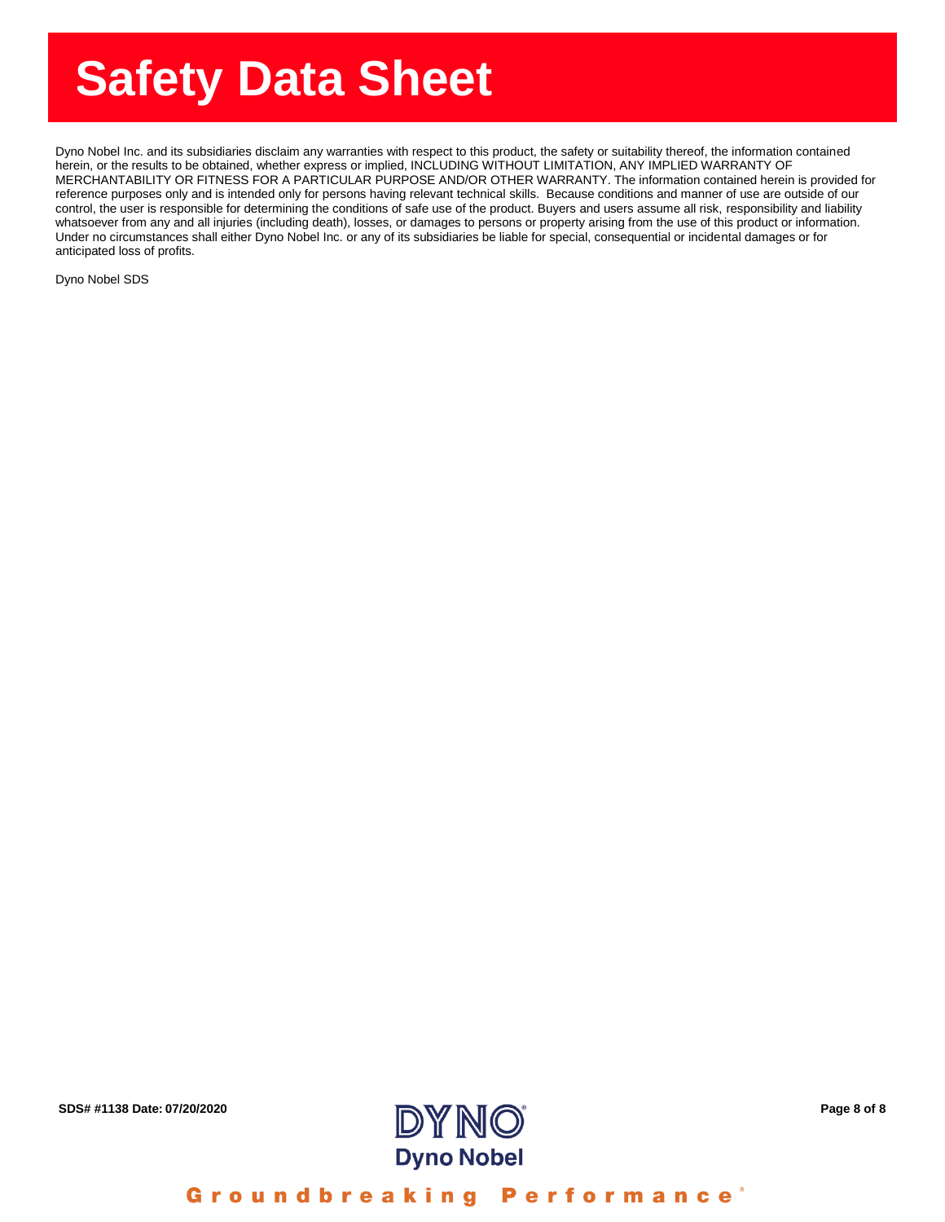# Safety Data Sheet

Dyno Nobel Inc. and its subsidiaries disclaim any warranties with respect to this product, the safety or suitability thereof, the information contained herein, or the results to be obtained, whether express or implied, INCLUDING WITHOUT LIMITATION, ANY IMPLIED WARRANTY OF MERCHANTABILITY OR FITNESS FOR A PARTICULAR PURPOSE AND/OR OTHER WARRANTY. The information contained herein is provided for reference purposes only and is intended only for persons having relevant technical skills. Because conditions and manner of use are outside of our control, the user is responsible for determining the conditions of safe use of the product. Buyers and users assume all risk, responsibility and liability whatsoever from any and all injuries (including death), losses, or damages to persons or property arising from the use of this product or information. Under no circumstances shall either Dyno Nobel Inc. or any of its subsidiaries be liable for special, consequential or incidental damages or for anticipated loss of profits.

Dyno Nobel SDS